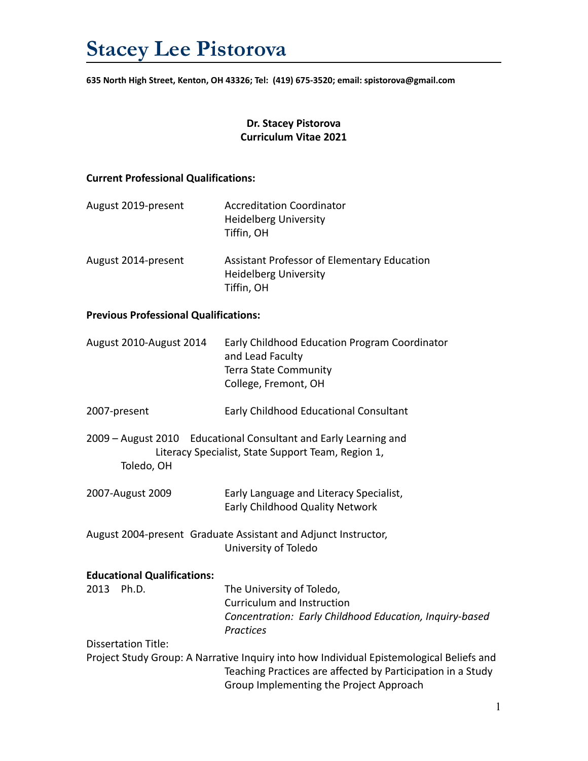# Stacey Lee Pistorova

**635 North High Street, Kenton, OH 43326; Tel: (419) 675-3520; email: spistorova@gmail.com**

**Dr. Stacey Pistorova**
**Curriculum Vitae 2021**

**Current Professional Qualifications:**

August 2019-present — Accreditation Coordinator
Heidelberg University
Tiffin, OH

August 2014-present — Assistant Professor of Elementary Education
Heidelberg University
Tiffin, OH

**Previous Professional Qualifications:**

August 2010-August 2014 — Early Childhood Education Program Coordinator and Lead Faculty
Terra State Community College, Fremont, OH

2007-present — Early Childhood Educational Consultant

2009 – August 2010 — Educational Consultant and Early Learning and Literacy Specialist, State Support Team, Region 1, Toledo, OH

2007-August 2009 — Early Language and Literacy Specialist,
Early Childhood Quality Network

August 2004-present — Graduate Assistant and Adjunct Instructor,
University of Toledo

**Educational Qualifications:**

2013 Ph.D. — The University of Toledo,
Curriculum and Instruction
*Concentration: Early Childhood Education, Inquiry-based Practices*

Dissertation Title:
Project Study Group: A Narrative Inquiry into how Individual Epistemological Beliefs and Teaching Practices are affected by Participation in a Study Group Implementing the Project Approach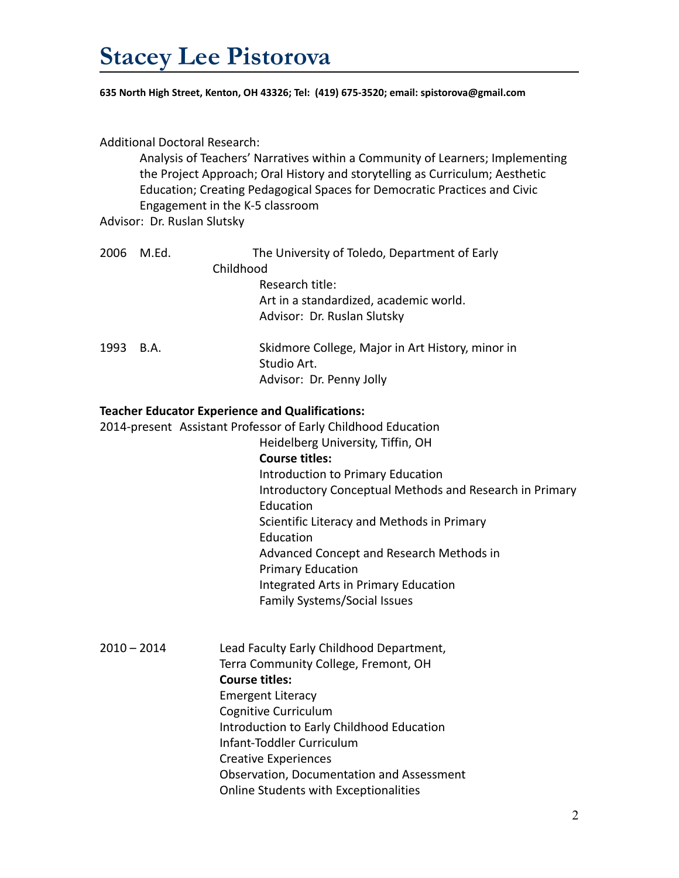# Stacey Lee Pistorova

**635 North High Street, Kenton, OH 43326; Tel: (419) 675-3520; email: spistorova@gmail.com**

Additional Doctoral Research:

Analysis of Teachers' Narratives within a Community of Learners; Implementing the Project Approach; Oral History and storytelling as Curriculum; Aesthetic Education; Creating Pedagogical Spaces for Democratic Practices and Civic Engagement in the K-5 classroom

Advisor: Dr. Ruslan Slutsky

2006 M.Ed. The University of Toledo, Department of Early Childhood

Research title:
Art in a standardized, academic world.
Advisor: Dr. Ruslan Slutsky

1993 B.A. Skidmore College, Major in Art History, minor in Studio Art.

Advisor: Dr. Penny Jolly

**Teacher Educator Experience and Qualifications:**

2014-present Assistant Professor of Early Childhood Education

Heidelberg University, Tiffin, OH

**Course titles:**

Introduction to Primary Education
Introductory Conceptual Methods and Research in Primary Education
Scientific Literacy and Methods in Primary Education
Advanced Concept and Research Methods in Primary Education
Integrated Arts in Primary Education
Family Systems/Social Issues

2010 – 2014 Lead Faculty Early Childhood Department,

Terra Community College, Fremont, OH

**Course titles:**

Emergent Literacy
Cognitive Curriculum
Introduction to Early Childhood Education
Infant-Toddler Curriculum
Creative Experiences
Observation, Documentation and Assessment
Online Students with Exceptionalities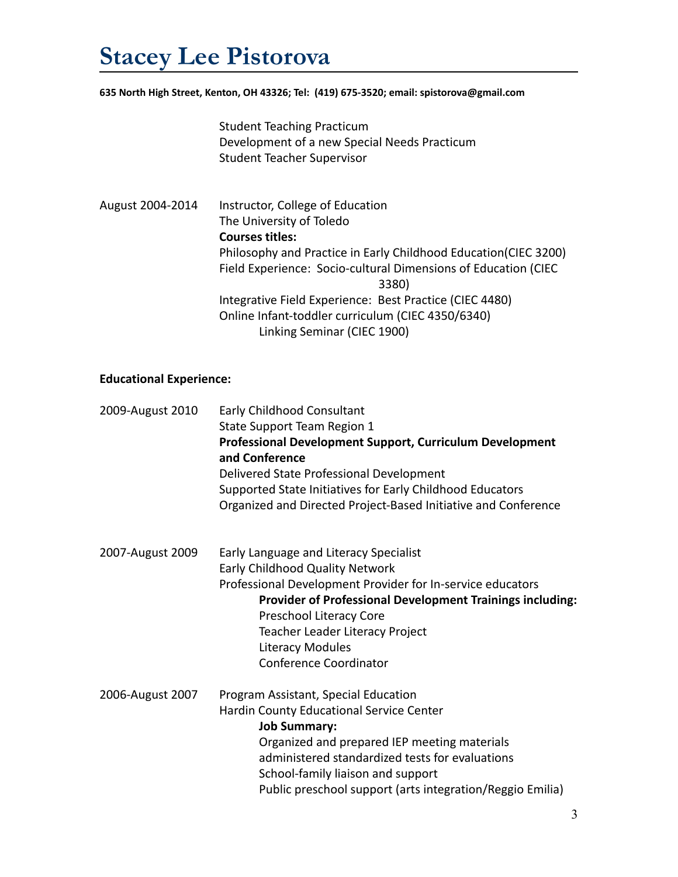# Stacey Lee Pistorova

**635 North High Street, Kenton, OH 43326; Tel: (419) 675-3520; email: spistorova@gmail.com**

Student Teaching Practicum
Development of a new Special Needs Practicum
Student Teacher Supervisor

August 2004-2014 — Instructor, College of Education
The University of Toledo
**Courses titles:**
Philosophy and Practice in Early Childhood Education(CIEC 3200)
Field Experience: Socio-cultural Dimensions of Education (CIEC 3380)
Integrative Field Experience: Best Practice (CIEC 4480)
Online Infant-toddler curriculum (CIEC 4350/6340)
Linking Seminar (CIEC 1900)

**Educational Experience:**

2009-August 2010 — Early Childhood Consultant
State Support Team Region 1
**Professional Development Support, Curriculum Development and Conference**
Delivered State Professional Development
Supported State Initiatives for Early Childhood Educators
Organized and Directed Project-Based Initiative and Conference

2007-August 2009 — Early Language and Literacy Specialist
Early Childhood Quality Network
Professional Development Provider for In-service educators
**Provider of Professional Development Trainings including:**
Preschool Literacy Core
Teacher Leader Literacy Project
Literacy Modules
Conference Coordinator

2006-August 2007 — Program Assistant, Special Education
Hardin County Educational Service Center
**Job Summary:**
Organized and prepared IEP meeting materials
administered standardized tests for evaluations
School-family liaison and support
Public preschool support (arts integration/Reggio Emilia)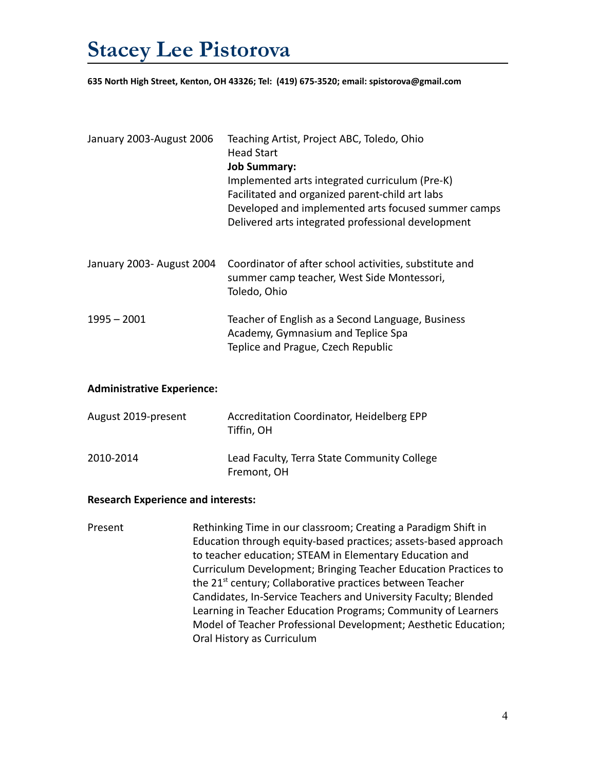# Stacey Lee Pistorova

**635 North High Street, Kenton, OH 43326; Tel: (419) 675-3520; email: spistorova@gmail.com**

January 2003-August 2006 — Teaching Artist, Project ABC, Toledo, Ohio
Head Start
**Job Summary:**
Implemented arts integrated curriculum (Pre-K)
Facilitated and organized parent-child art labs
Developed and implemented arts focused summer camps
Delivered arts integrated professional development

January 2003- August 2004 — Coordinator of after school activities, substitute and summer camp teacher, West Side Montessori, Toledo, Ohio

1995 – 2001 — Teacher of English as a Second Language, Business Academy, Gymnasium and Teplice Spa
Teplice and Prague, Czech Republic

**Administrative Experience:**

August 2019-present — Accreditation Coordinator, Heidelberg EPP
Tiffin, OH

2010-2014 — Lead Faculty, Terra State Community College
Fremont, OH

**Research Experience and interests:**

Present — Rethinking Time in our classroom; Creating a Paradigm Shift in Education through equity-based practices; assets-based approach to teacher education; STEAM in Elementary Education and Curriculum Development; Bringing Teacher Education Practices to the 21st century; Collaborative practices between Teacher Candidates, In-Service Teachers and University Faculty; Blended Learning in Teacher Education Programs; Community of Learners Model of Teacher Professional Development; Aesthetic Education; Oral History as Curriculum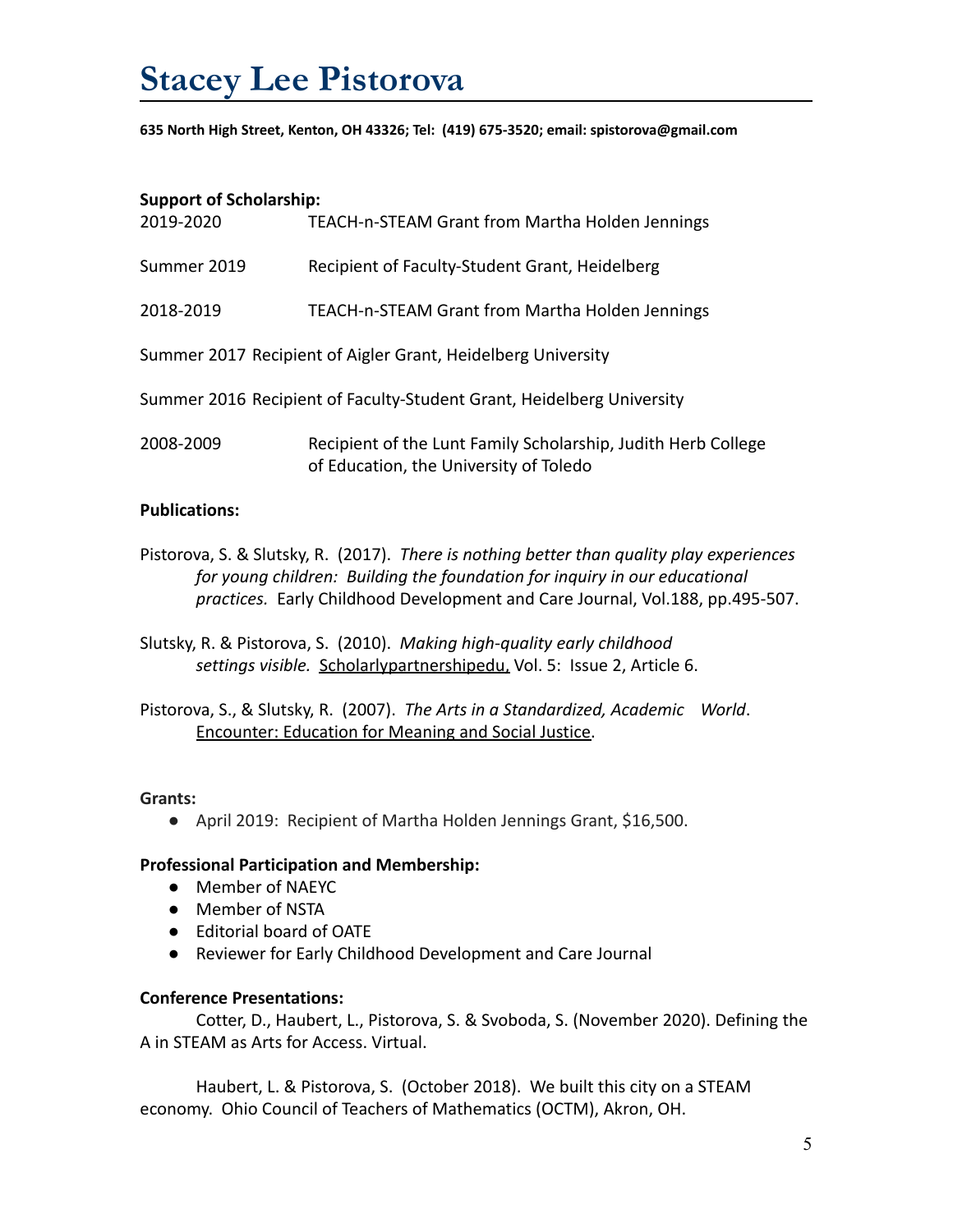# Stacey Lee Pistorova

**635 North High Street, Kenton, OH 43326; Tel: (419) 675-3520; email: spistorova@gmail.com**

**Support of Scholarship:**

2019-2020 TEACH-n-STEAM Grant from Martha Holden Jennings

Summer 2019 Recipient of Faculty-Student Grant, Heidelberg

2018-2019 TEACH-n-STEAM Grant from Martha Holden Jennings

Summer 2017 Recipient of Aigler Grant, Heidelberg University

Summer 2016 Recipient of Faculty-Student Grant, Heidelberg University

2008-2009 Recipient of the Lunt Family Scholarship, Judith Herb College of Education, the University of Toledo

**Publications:**

Pistorova, S. & Slutsky, R. (2017). *There is nothing better than quality play experiences for young children: Building the foundation for inquiry in our educational practices.* Early Childhood Development and Care Journal, Vol.188, pp.495-507.

Slutsky, R. & Pistorova, S. (2010). *Making high-quality early childhood settings visible.* Scholarlypartnershipedu, Vol. 5: Issue 2, Article 6.

Pistorova, S., & Slutsky, R. (2007). *The Arts in a Standardized, Academic World*. Encounter: Education for Meaning and Social Justice.

**Grants:**

- April 2019: Recipient of Martha Holden Jennings Grant, $16,500.

**Professional Participation and Membership:**

- Member of NAEYC
- Member of NSTA
- Editorial board of OATE
- Reviewer for Early Childhood Development and Care Journal

**Conference Presentations:**

Cotter, D., Haubert, L., Pistorova, S. & Svoboda, S. (November 2020). Defining the A in STEAM as Arts for Access. Virtual.

Haubert, L. & Pistorova, S. (October 2018). We built this city on a STEAM economy. Ohio Council of Teachers of Mathematics (OCTM), Akron, OH.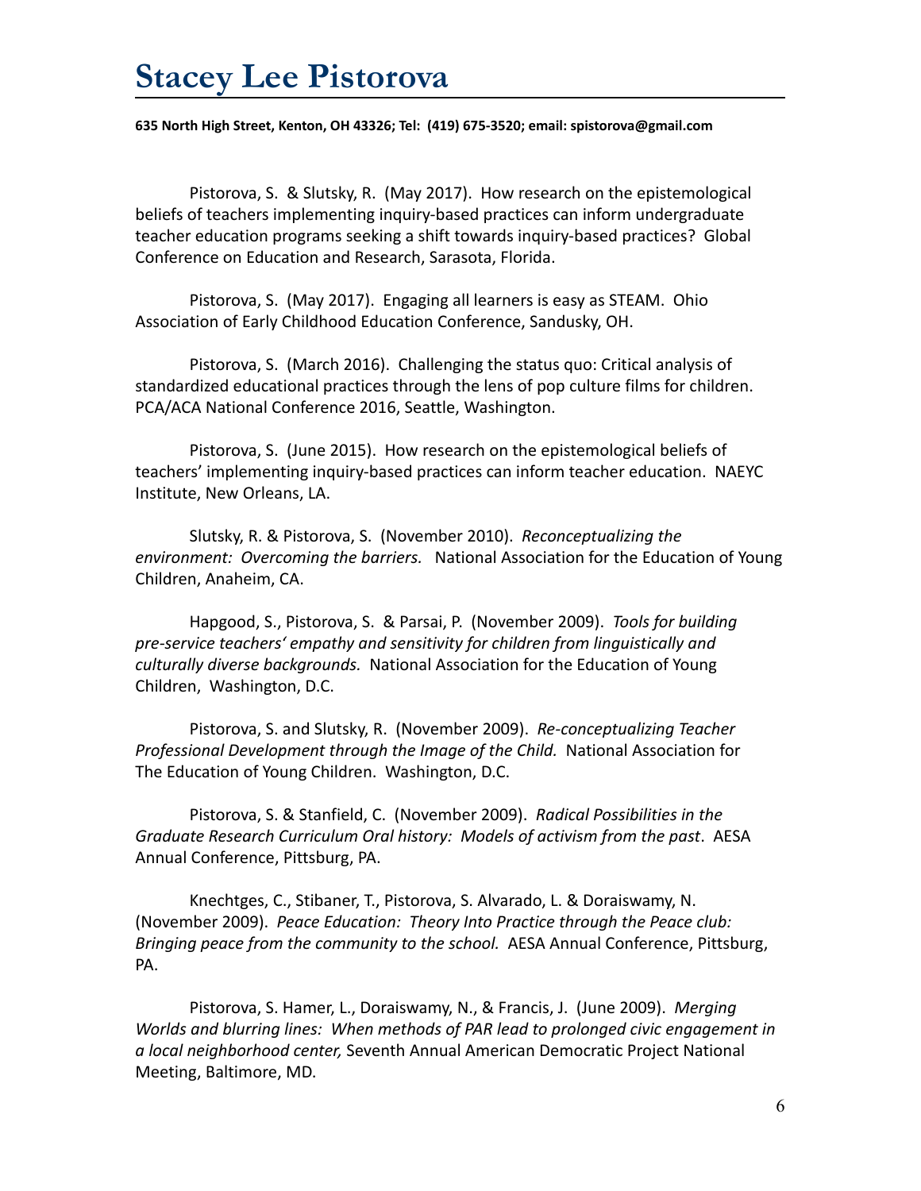# Stacey Lee Pistorova

**635 North High Street, Kenton, OH 43326; Tel: (419) 675-3520; email: spistorova@gmail.com**

Pistorova, S. & Slutsky, R. (May 2017). How research on the epistemological beliefs of teachers implementing inquiry-based practices can inform undergraduate teacher education programs seeking a shift towards inquiry-based practices? Global Conference on Education and Research, Sarasota, Florida.

Pistorova, S. (May 2017). Engaging all learners is easy as STEAM. Ohio Association of Early Childhood Education Conference, Sandusky, OH.

Pistorova, S. (March 2016). Challenging the status quo: Critical analysis of standardized educational practices through the lens of pop culture films for children. PCA/ACA National Conference 2016, Seattle, Washington.

Pistorova, S. (June 2015). How research on the epistemological beliefs of teachers' implementing inquiry-based practices can inform teacher education. NAEYC Institute, New Orleans, LA.

Slutsky, R. & Pistorova, S. (November 2010). *Reconceptualizing the environment: Overcoming the barriers.* National Association for the Education of Young Children, Anaheim, CA.

Hapgood, S., Pistorova, S. & Parsai, P. (November 2009). *Tools for building pre-service teachers' empathy and sensitivity for children from linguistically and culturally diverse backgrounds.* National Association for the Education of Young Children, Washington, D.C.

Pistorova, S. and Slutsky, R. (November 2009). *Re-conceptualizing Teacher Professional Development through the Image of the Child.* National Association for The Education of Young Children. Washington, D.C.

Pistorova, S. & Stanfield, C. (November 2009). *Radical Possibilities in the Graduate Research Curriculum Oral history: Models of activism from the past*. AESA Annual Conference, Pittsburg, PA.

Knechtges, C., Stibaner, T., Pistorova, S. Alvarado, L. & Doraiswamy, N. (November 2009). *Peace Education: Theory Into Practice through the Peace club: Bringing peace from the community to the school.* AESA Annual Conference, Pittsburg, PA.

Pistorova, S. Hamer, L., Doraiswamy, N., & Francis, J. (June 2009). *Merging Worlds and blurring lines: When methods of PAR lead to prolonged civic engagement in a local neighborhood center,* Seventh Annual American Democratic Project National Meeting, Baltimore, MD.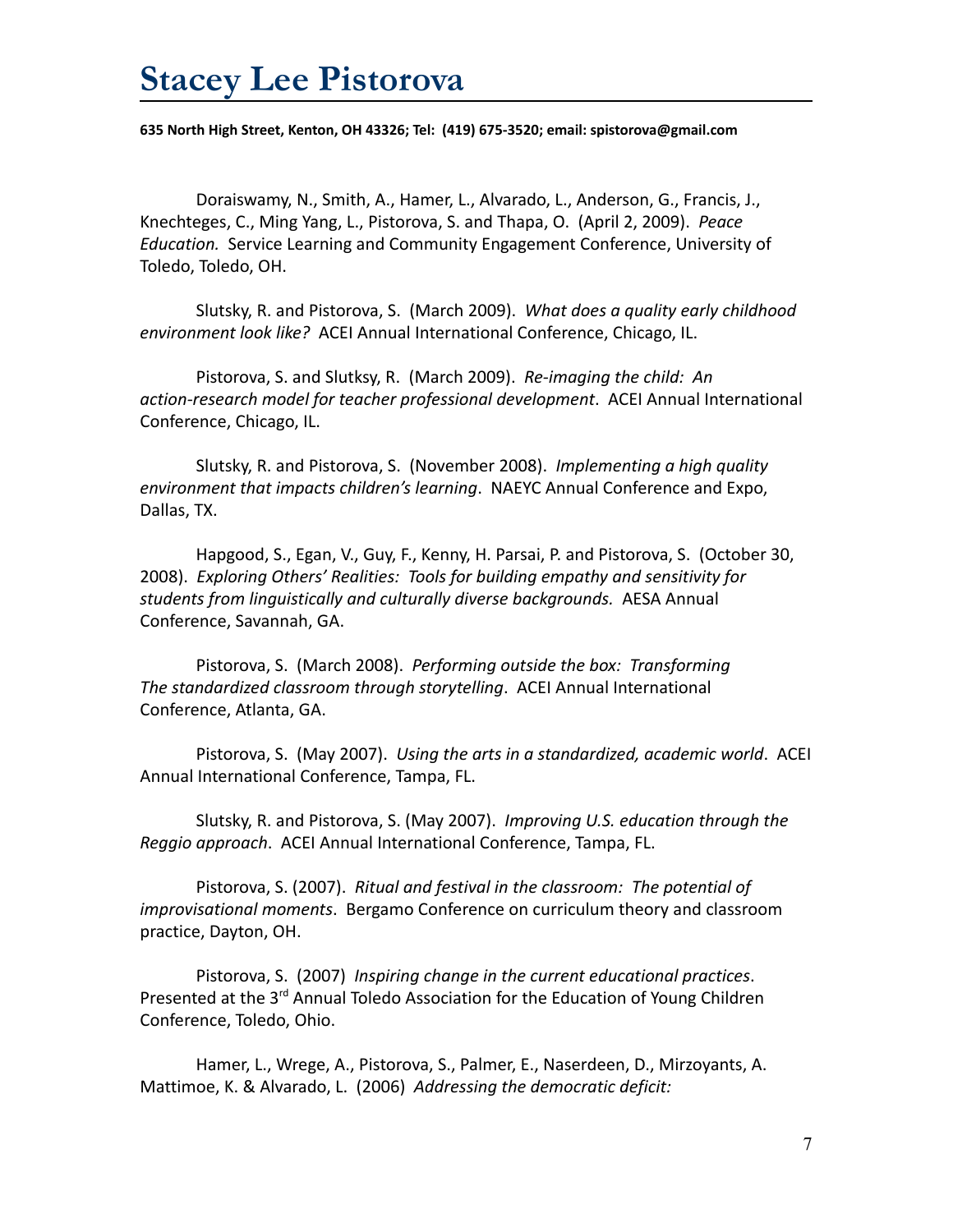# Stacey Lee Pistorova

**635 North High Street, Kenton, OH 43326; Tel: (419) 675-3520; email: spistorova@gmail.com**

Doraiswamy, N., Smith, A., Hamer, L., Alvarado, L., Anderson, G., Francis, J., Knechteges, C., Ming Yang, L., Pistorova, S. and Thapa, O. (April 2, 2009). *Peace Education.* Service Learning and Community Engagement Conference, University of Toledo, Toledo, OH.

Slutsky, R. and Pistorova, S. (March 2009). *What does a quality early childhood environment look like?* ACEI Annual International Conference, Chicago, IL.

Pistorova, S. and Slutksy, R. (March 2009). *Re-imaging the child: An action-research model for teacher professional development*. ACEI Annual International Conference, Chicago, IL.

Slutsky, R. and Pistorova, S. (November 2008). *Implementing a high quality environment that impacts children's learning*. NAEYC Annual Conference and Expo, Dallas, TX.

Hapgood, S., Egan, V., Guy, F., Kenny, H. Parsai, P. and Pistorova, S. (October 30, 2008). *Exploring Others' Realities: Tools for building empathy and sensitivity for students from linguistically and culturally diverse backgrounds.* AESA Annual Conference, Savannah, GA.

Pistorova, S. (March 2008). *Performing outside the box: Transforming The standardized classroom through storytelling*. ACEI Annual International Conference, Atlanta, GA.

Pistorova, S. (May 2007). *Using the arts in a standardized, academic world*. ACEI Annual International Conference, Tampa, FL.

Slutsky, R. and Pistorova, S. (May 2007). *Improving U.S. education through the Reggio approach*. ACEI Annual International Conference, Tampa, FL.

Pistorova, S. (2007). *Ritual and festival in the classroom: The potential of improvisational moments*. Bergamo Conference on curriculum theory and classroom practice, Dayton, OH.

Pistorova, S. (2007) *Inspiring change in the current educational practices*. Presented at the 3rd Annual Toledo Association for the Education of Young Children Conference, Toledo, Ohio.

Hamer, L., Wrege, A., Pistorova, S., Palmer, E., Naserdeen, D., Mirzoyants, A. Mattimoe, K. & Alvarado, L. (2006) *Addressing the democratic deficit:*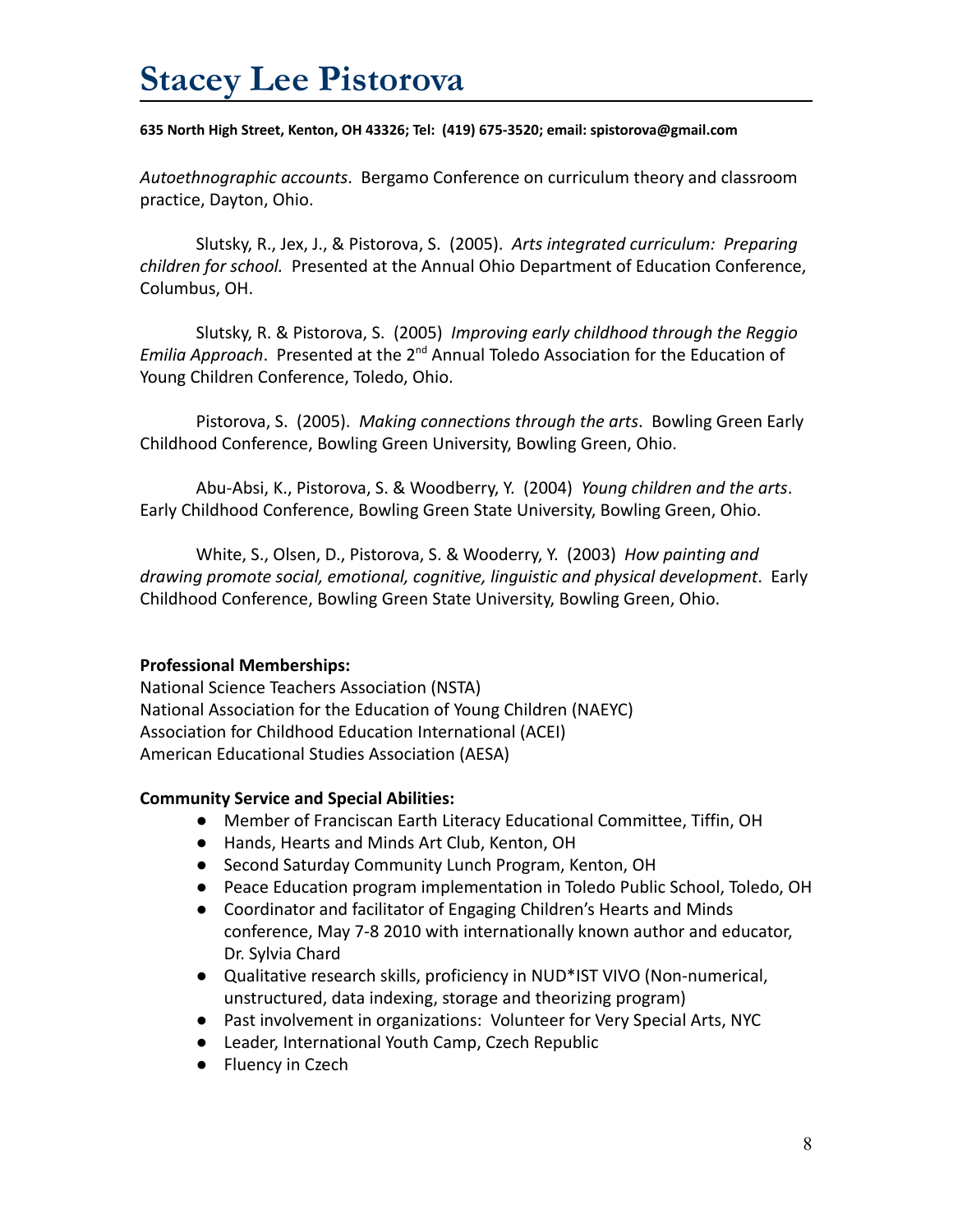# Stacey Lee Pistorova

**635 North High Street, Kenton, OH 43326; Tel: (419) 675-3520; email: spistorova@gmail.com**

*Autoethnographic accounts*. Bergamo Conference on curriculum theory and classroom practice, Dayton, Ohio.

Slutsky, R., Jex, J., & Pistorova, S. (2005). *Arts integrated curriculum: Preparing children for school.* Presented at the Annual Ohio Department of Education Conference, Columbus, OH.

Slutsky, R. & Pistorova, S. (2005) *Improving early childhood through the Reggio Emilia Approach*. Presented at the 2nd Annual Toledo Association for the Education of Young Children Conference, Toledo, Ohio.

Pistorova, S. (2005). *Making connections through the arts*. Bowling Green Early Childhood Conference, Bowling Green University, Bowling Green, Ohio.

Abu-Absi, K., Pistorova, S. & Woodberry, Y. (2004) *Young children and the arts*. Early Childhood Conference, Bowling Green State University, Bowling Green, Ohio.

White, S., Olsen, D., Pistorova, S. & Wooderry, Y. (2003) *How painting and drawing promote social, emotional, cognitive, linguistic and physical development*. Early Childhood Conference, Bowling Green State University, Bowling Green, Ohio.

**Professional Memberships:**

National Science Teachers Association (NSTA)
National Association for the Education of Young Children (NAEYC)
Association for Childhood Education International (ACEI)
American Educational Studies Association (AESA)

**Community Service and Special Abilities:**

- Member of Franciscan Earth Literacy Educational Committee, Tiffin, OH
- Hands, Hearts and Minds Art Club, Kenton, OH
- Second Saturday Community Lunch Program, Kenton, OH
- Peace Education program implementation in Toledo Public School, Toledo, OH
- Coordinator and facilitator of Engaging Children's Hearts and Minds conference, May 7-8 2010 with internationally known author and educator, Dr. Sylvia Chard
- Qualitative research skills, proficiency in NUD*IST VIVO (Non-numerical, unstructured, data indexing, storage and theorizing program)
- Past involvement in organizations: Volunteer for Very Special Arts, NYC
- Leader, International Youth Camp, Czech Republic
- Fluency in Czech